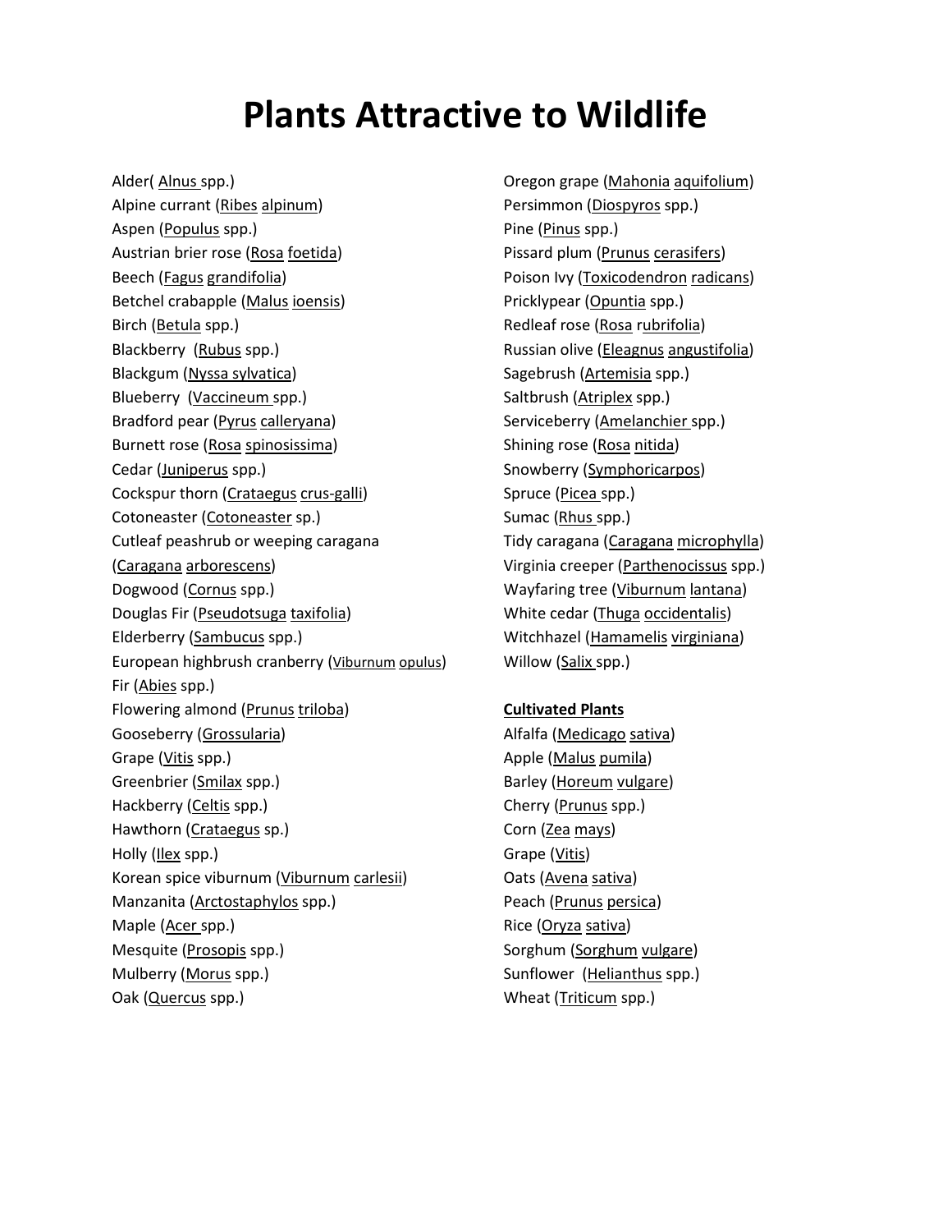# Plants Attractive to Wildlife

Alder( Alnus spp.)
Alpine currant (Ribes alpinum)
Aspen (Populus spp.)
Austrian brier rose (Rosa foetida)
Beech (Fagus grandifolia)
Betchel crabapple (Malus ioensis)
Birch (Betula spp.)
Blackberry (Rubus spp.)
Blackgum (Nyssa sylvatica)
Blueberry (Vaccineum spp.)
Bradford pear (Pyrus calleryana)
Burnett rose (Rosa spinosissima)
Cedar (Juniperus spp.)
Cockspur thorn (Crataegus crus-galli)
Cotoneaster (Cotoneaster sp.)
Cutleaf peashrub or weeping caragana (Caragana arborescens)
Dogwood (Cornus spp.)
Douglas Fir (Pseudotsuga taxifolia)
Elderberry (Sambucus spp.)
European highbrush cranberry (Viburnum opulus)
Fir (Abies spp.)
Flowering almond (Prunus triloba)
Gooseberry (Grossularia)
Grape (Vitis spp.)
Greenbrier (Smilax spp.)
Hackberry (Celtis spp.)
Hawthorn (Crataegus sp.)
Holly (Ilex spp.)
Korean spice viburnum (Viburnum carlesii)
Manzanita (Arctostaphylos spp.)
Maple (Acer spp.)
Mesquite (Prosopis spp.)
Mulberry (Morus spp.)
Oak (Quercus spp.)
Oregon grape (Mahonia aquifolium)
Persimmon (Diospyros spp.)
Pine (Pinus spp.)
Pissard plum (Prunus cerasifers)
Poison Ivy (Toxicodendron radicans)
Pricklypear (Opuntia spp.)
Redleaf rose (Rosa rubrifolia)
Russian olive (Eleagnus angustifolia)
Sagebrush (Artemisia spp.)
Saltbrush (Atriplex spp.)
Serviceberry (Amelanchier spp.)
Shining rose (Rosa nitida)
Snowberry (Symphoricarpos)
Spruce (Picea spp.)
Sumac (Rhus spp.)
Tidy caragana (Caragana microphylla)
Virginia creeper (Parthenocissus spp.)
Wayfaring tree (Viburnum lantana)
White cedar (Thuga occidentalis)
Witchhazel (Hamamelis virginiana)
Willow (Salix spp.)

**Cultivated Plants**

Alfalfa (Medicago sativa)
Apple (Malus pumila)
Barley (Horeum vulgare)
Cherry (Prunus spp.)
Corn (Zea mays)
Grape (Vitis)
Oats (Avena sativa)
Peach (Prunus persica)
Rice (Oryza sativa)
Sorghum (Sorghum vulgare)
Sunflower (Helianthus spp.)
Wheat (Triticum spp.)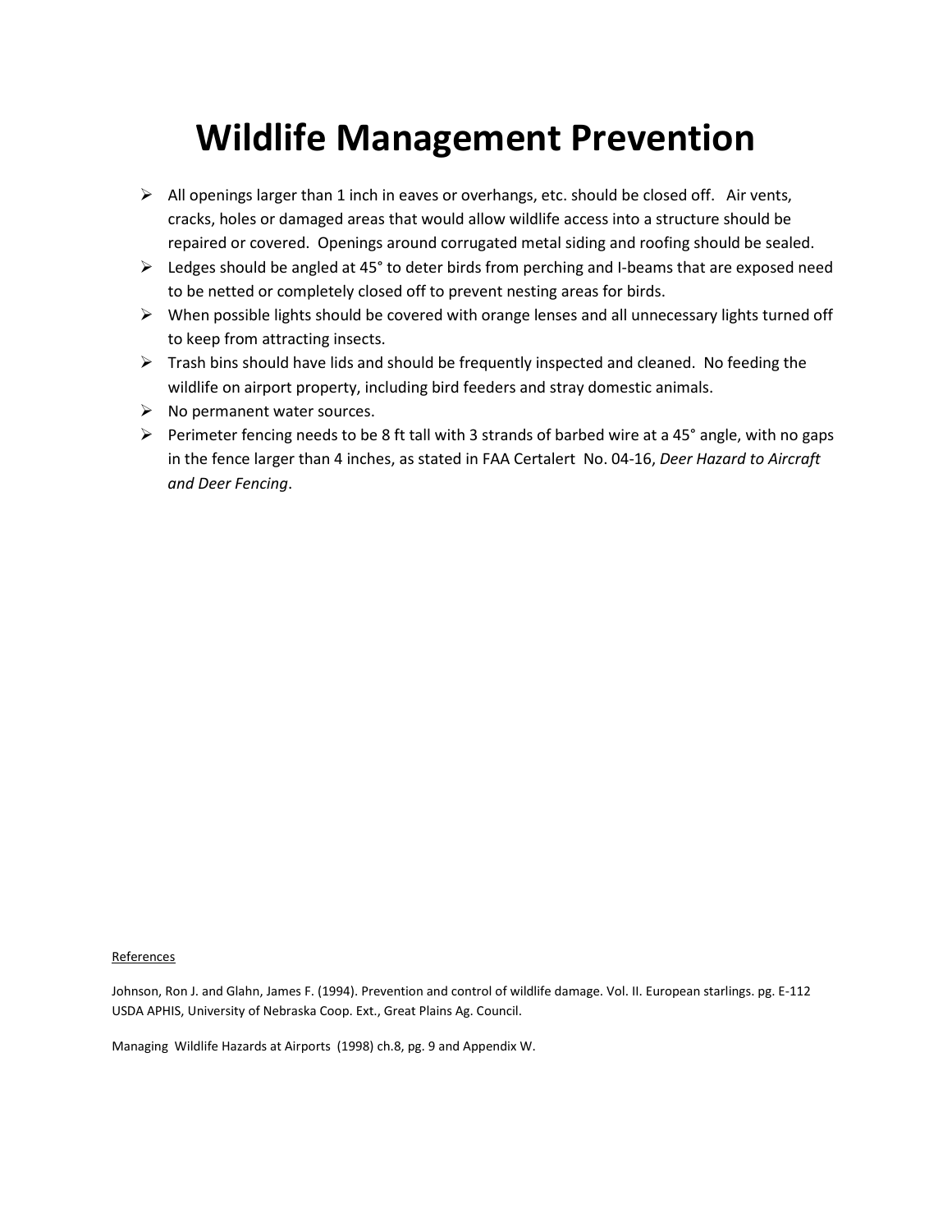# Wildlife Management Prevention

- All openings larger than 1 inch in eaves or overhangs, etc. should be closed off. Air vents, cracks, holes or damaged areas that would allow wildlife access into a structure should be repaired or covered. Openings around corrugated metal siding and roofing should be sealed.
- Ledges should be angled at 45° to deter birds from perching and I-beams that are exposed need to be netted or completely closed off to prevent nesting areas for birds.
- When possible lights should be covered with orange lenses and all unnecessary lights turned off to keep from attracting insects.
- Trash bins should have lids and should be frequently inspected and cleaned. No feeding the wildlife on airport property, including bird feeders and stray domestic animals.
- No permanent water sources.
- Perimeter fencing needs to be 8 ft tall with 3 strands of barbed wire at a 45° angle, with no gaps in the fence larger than 4 inches, as stated in FAA Certalert No. 04-16, *Deer Hazard to Aircraft and Deer Fencing*.

References

Johnson, Ron J. and Glahn, James F. (1994). Prevention and control of wildlife damage. Vol. II. European starlings. pg. E-112 USDA APHIS, University of Nebraska Coop. Ext., Great Plains Ag. Council.

Managing Wildlife Hazards at Airports (1998) ch.8, pg. 9 and Appendix W.